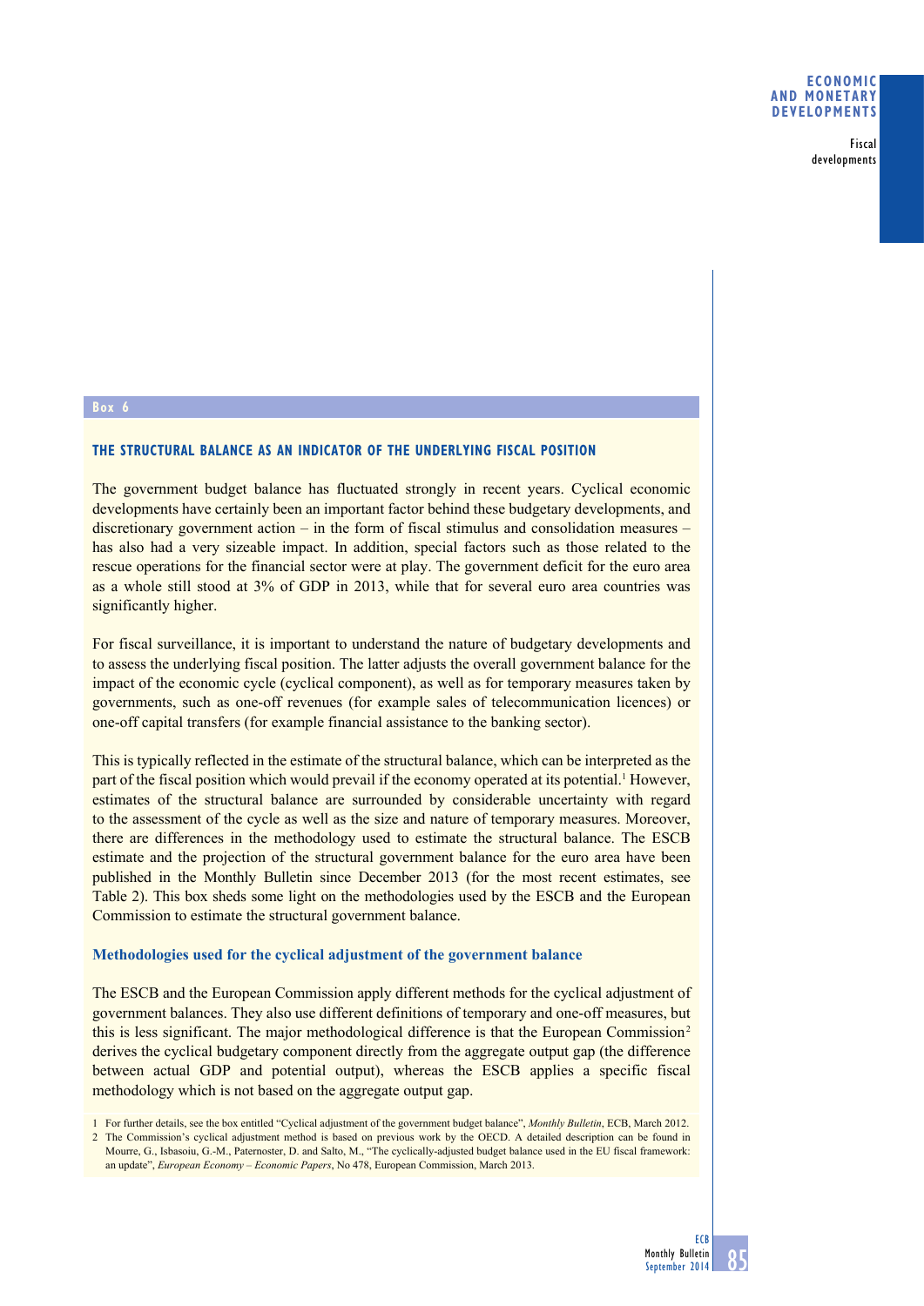## Box 6

### THE STRUCTURAL BALANCE AS AN INDICATOR OF THE UNDERLYING FISCAL POSITION

The government budget balance has fluctuated strongly in recent years. Cyclical economic developments have certainly been an important factor behind these budgetary developments, and discretionary government action – in the form of fiscal stimulus and consolidation measures – has also had a very sizeable impact. In addition, special factors such as those related to the rescue operations for the financial sector were at play. The government deficit for the euro area as a whole still stood at 3% of GDP in 2013, while that for several euro area countries was significantly higher.

For fiscal surveillance, it is important to understand the nature of budgetary developments and to assess the underlying fiscal position. The latter adjusts the overall government balance for the impact of the economic cycle (cyclical component), as well as for temporary measures taken by governments, such as one-off revenues (for example sales of telecommunication licences) or one-off capital transfers (for example financial assistance to the banking sector).

This is typically reflected in the estimate of the structural balance, which can be interpreted as the part of the fiscal position which would prevail if the economy operated at its potential.[1] However, estimates of the structural balance are surrounded by considerable uncertainty with regard to the assessment of the cycle as well as the size and nature of temporary measures. Moreover, there are differences in the methodology used to estimate the structural balance. The ESCB estimate and the projection of the structural government balance for the euro area have been published in the Monthly Bulletin since December 2013 (for the most recent estimates, see Table 2). This box sheds some light on the methodologies used by the ESCB and the European Commission to estimate the structural government balance.

#### Methodologies used for the cyclical adjustment of the government balance

The ESCB and the European Commission apply different methods for the cyclical adjustment of government balances. They also use different definitions of temporary and one-off measures, but this is less significant. The major methodological difference is that the European Commission[2] derives the cyclical budgetary component directly from the aggregate output gap (the difference between actual GDP and potential output), whereas the ESCB applies a specific fiscal methodology which is not based on the aggregate output gap.

1 For further details, see the box entitled "Cyclical adjustment of the government budget balance", *Monthly Bulletin*, ECB, March 2012.

2 The Commission's cyclical adjustment method is based on previous work by the OECD. A detailed description can be found in Mourre, G., Isbasoiu, G.-M., Paternoster, D. and Salto, M., "The cyclically-adjusted budget balance used in the EU fiscal framework: an update", *European Economy – Economic Papers*, No 478, European Commission, March 2013.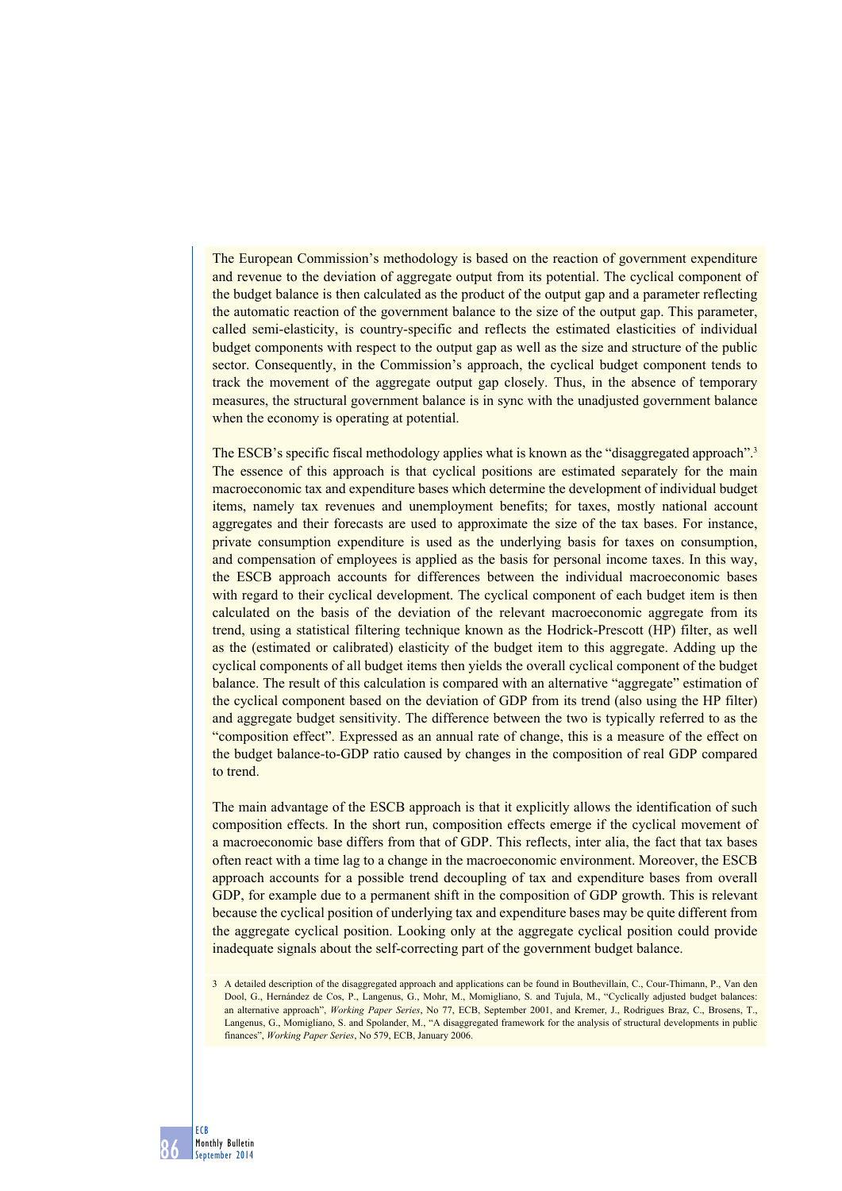The European Commission's methodology is based on the reaction of government expenditure and revenue to the deviation of aggregate output from its potential. The cyclical component of the budget balance is then calculated as the product of the output gap and a parameter reflecting the automatic reaction of the government balance to the size of the output gap. This parameter, called semi-elasticity, is country-specific and reflects the estimated elasticities of individual budget components with respect to the output gap as well as the size and structure of the public sector. Consequently, in the Commission's approach, the cyclical budget component tends to track the movement of the aggregate output gap closely. Thus, in the absence of temporary measures, the structural government balance is in sync with the unadjusted government balance when the economy is operating at potential.

The ESCB's specific fiscal methodology applies what is known as the "disaggregated approach".[3] The essence of this approach is that cyclical positions are estimated separately for the main macroeconomic tax and expenditure bases which determine the development of individual budget items, namely tax revenues and unemployment benefits; for taxes, mostly national account aggregates and their forecasts are used to approximate the size of the tax bases. For instance, private consumption expenditure is used as the underlying basis for taxes on consumption, and compensation of employees is applied as the basis for personal income taxes. In this way, the ESCB approach accounts for differences between the individual macroeconomic bases with regard to their cyclical development. The cyclical component of each budget item is then calculated on the basis of the deviation of the relevant macroeconomic aggregate from its trend, using a statistical filtering technique known as the Hodrick-Prescott (HP) filter, as well as the (estimated or calibrated) elasticity of the budget item to this aggregate. Adding up the cyclical components of all budget items then yields the overall cyclical component of the budget balance. The result of this calculation is compared with an alternative "aggregate" estimation of the cyclical component based on the deviation of GDP from its trend (also using the HP filter) and aggregate budget sensitivity. The difference between the two is typically referred to as the "composition effect". Expressed as an annual rate of change, this is a measure of the effect on the budget balance-to-GDP ratio caused by changes in the composition of real GDP compared to trend.

The main advantage of the ESCB approach is that it explicitly allows the identification of such composition effects. In the short run, composition effects emerge if the cyclical movement of a macroeconomic base differs from that of GDP. This reflects, inter alia, the fact that tax bases often react with a time lag to a change in the macroeconomic environment. Moreover, the ESCB approach accounts for a possible trend decoupling of tax and expenditure bases from overall GDP, for example due to a permanent shift in the composition of GDP growth. This is relevant because the cyclical position of underlying tax and expenditure bases may be quite different from the aggregate cyclical position. Looking only at the aggregate cyclical position could provide inadequate signals about the self-correcting part of the government budget balance.

3 A detailed description of the disaggregated approach and applications can be found in Bouthevillain, C., Cour-Thimann, P., Van den Dool, G., Hernández de Cos, P., Langenus, G., Mohr, M., Momigliano, S. and Tujula, M., "Cyclically adjusted budget balances: an alternative approach", *Working Paper Series*, No 77, ECB, September 2001, and Kremer, J., Rodrigues Braz, C., Brosens, T., Langenus, G., Momigliano, S. and Spolander, M., "A disaggregated framework for the analysis of structural developments in public finances", *Working Paper Series*, No 579, ECB, January 2006.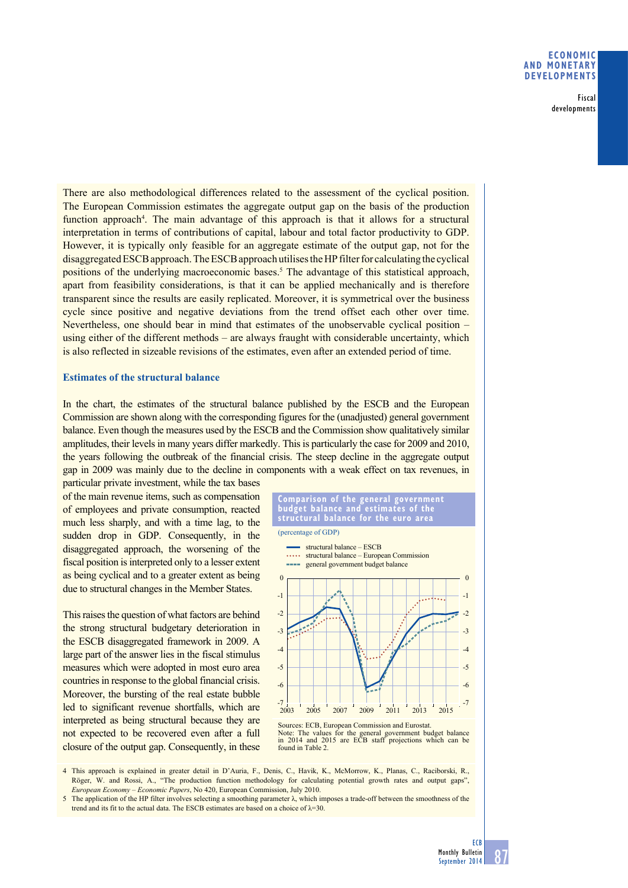There are also methodological differences related to the assessment of the cyclical position. The European Commission estimates the aggregate output gap on the basis of the production function approach[4]. The main advantage of this approach is that it allows for a structural interpretation in terms of contributions of capital, labour and total factor productivity to GDP. However, it is typically only feasible for an aggregate estimate of the output gap, not for the disaggregated ESCB approach. The ESCB approach utilises the HP filter for calculating the cyclical positions of the underlying macroeconomic bases.[5] The advantage of this statistical approach, apart from feasibility considerations, is that it can be applied mechanically and is therefore transparent since the results are easily replicated. Moreover, it is symmetrical over the business cycle since positive and negative deviations from the trend offset each other over time. Nevertheless, one should bear in mind that estimates of the unobservable cyclical position – using either of the different methods – are always fraught with considerable uncertainty, which is also reflected in sizeable revisions of the estimates, even after an extended period of time.

### Estimates of the structural balance

In the chart, the estimates of the structural balance published by the ESCB and the European Commission are shown along with the corresponding figures for the (unadjusted) general government balance. Even though the measures used by the ESCB and the Commission show qualitatively similar amplitudes, their levels in many years differ markedly. This is particularly the case for 2009 and 2010, the years following the outbreak of the financial crisis. The steep decline in the aggregate output gap in 2009 was mainly due to the decline in components with a weak effect on tax revenues, in particular private investment, while the tax bases of the main revenue items, such as compensation of employees and private consumption, reacted much less sharply, and with a time lag, to the sudden drop in GDP. Consequently, in the disaggregated approach, the worsening of the fiscal position is interpreted only to a lesser extent as being cyclical and to a greater extent as being due to structural changes in the Member States.

This raises the question of what factors are behind the strong structural budgetary deterioration in the ESCB disaggregated framework in 2009. A large part of the answer lies in the fiscal stimulus measures which were adopted in most euro area countries in response to the global financial crisis. Moreover, the bursting of the real estate bubble led to significant revenue shortfalls, which are interpreted as being structural because they are not expected to be recovered even after a full closure of the output gap. Consequently, in these

**Comparison of the general government budget balance and estimates of the structural balance for the euro area**

(percentage of GDP)

Sources: ECB, European Commission and Eurostat.
Note: The values for the general government budget balance in 2014 and 2015 are ECB staff projections which can be found in Table 2.

4 This approach is explained in greater detail in D'Auria, F., Denis, C., Havik, K., McMorrow, K., Planas, C., Raciborski, R., Röger, W. and Rossi, A., "The production function methodology for calculating potential growth rates and output gaps", *European Economy – Economic Papers*, No 420, European Commission, July 2010.

5 The application of the HP filter involves selecting a smoothing parameter λ, which imposes a trade-off between the smoothness of the trend and its fit to the actual data. The ESCB estimates are based on a choice of λ=30.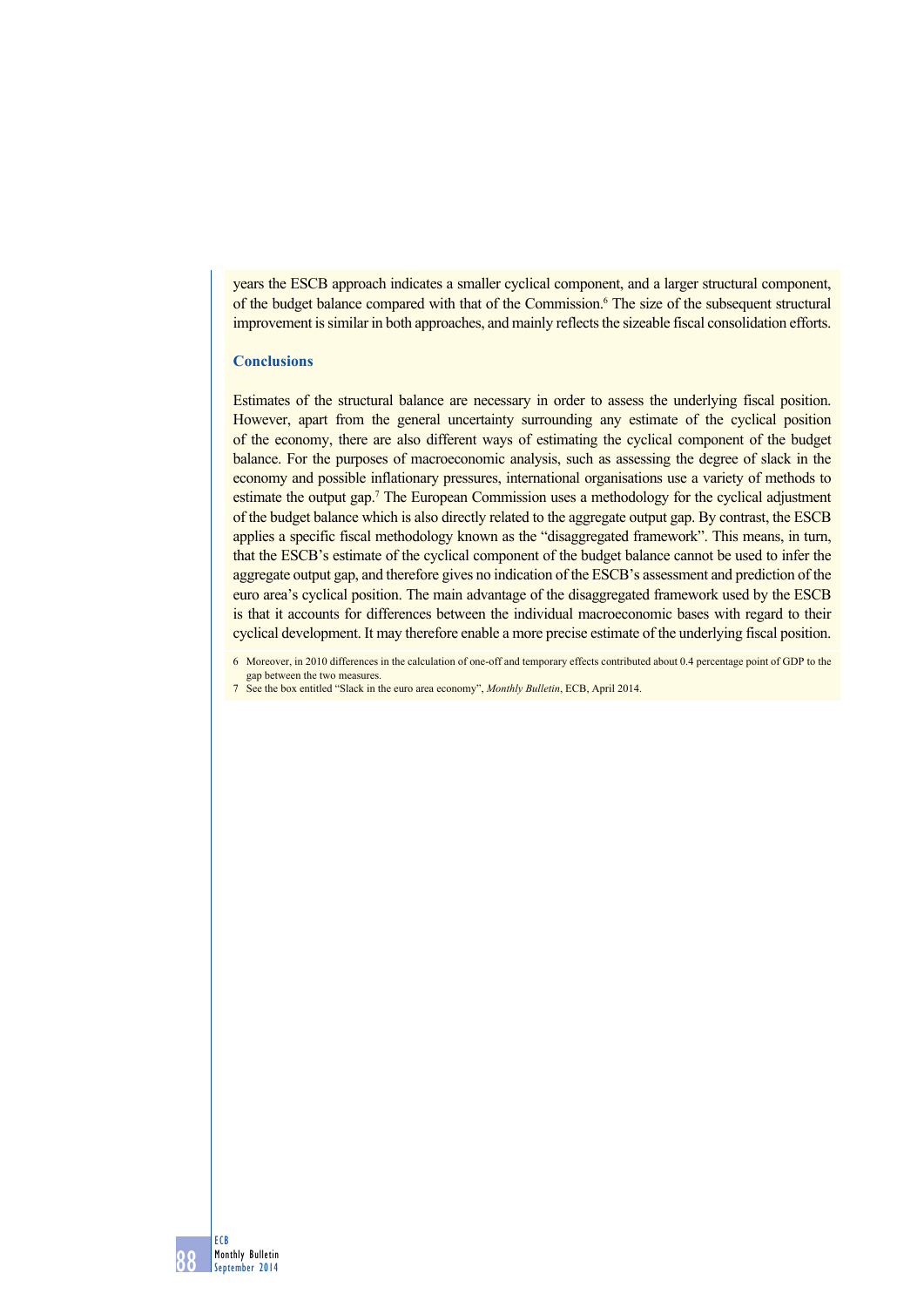years the ESCB approach indicates a smaller cyclical component, and a larger structural component, of the budget balance compared with that of the Commission.[6] The size of the subsequent structural improvement is similar in both approaches, and mainly reflects the sizeable fiscal consolidation efforts.

### Conclusions

Estimates of the structural balance are necessary in order to assess the underlying fiscal position. However, apart from the general uncertainty surrounding any estimate of the cyclical position of the economy, there are also different ways of estimating the cyclical component of the budget balance. For the purposes of macroeconomic analysis, such as assessing the degree of slack in the economy and possible inflationary pressures, international organisations use a variety of methods to estimate the output gap.[7] The European Commission uses a methodology for the cyclical adjustment of the budget balance which is also directly related to the aggregate output gap. By contrast, the ESCB applies a specific fiscal methodology known as the "disaggregated framework". This means, in turn, that the ESCB's estimate of the cyclical component of the budget balance cannot be used to infer the aggregate output gap, and therefore gives no indication of the ESCB's assessment and prediction of the euro area's cyclical position. The main advantage of the disaggregated framework used by the ESCB is that it accounts for differences between the individual macroeconomic bases with regard to their cyclical development. It may therefore enable a more precise estimate of the underlying fiscal position.

6 Moreover, in 2010 differences in the calculation of one-off and temporary effects contributed about 0.4 percentage point of GDP to the gap between the two measures.

7 See the box entitled "Slack in the euro area economy", *Monthly Bulletin*, ECB, April 2014.